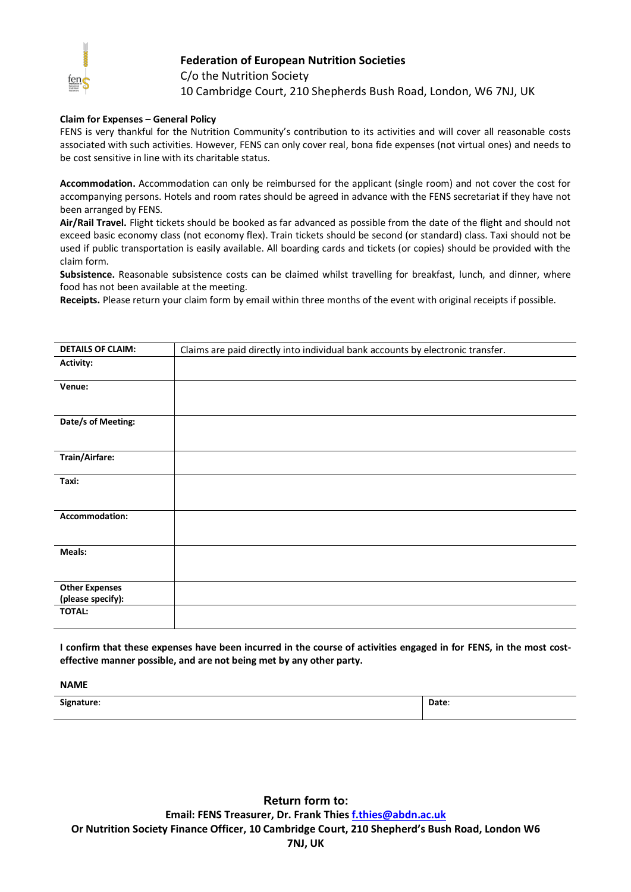**Federation of European Nutrition Societies**
C/o the Nutrition Society
10 Cambridge Court, 210 Shepherds Bush Road, London, W6 7NJ, UK

**Claim for Expenses – General Policy**

FENS is very thankful for the Nutrition Community's contribution to its activities and will cover all reasonable costs associated with such activities. However, FENS can only cover real, bona fide expenses (not virtual ones) and needs to be cost sensitive in line with its charitable status.

**Accommodation.** Accommodation can only be reimbursed for the applicant (single room) and not cover the cost for accompanying persons. Hotels and room rates should be agreed in advance with the FENS secretariat if they have not been arranged by FENS.

**Air/Rail Travel.** Flight tickets should be booked as far advanced as possible from the date of the flight and should not exceed basic economy class (not economy flex). Train tickets should be second (or standard) class. Taxi should not be used if public transportation is easily available. All boarding cards and tickets (or copies) should be provided with the claim form.

**Subsistence.** Reasonable subsistence costs can be claimed whilst travelling for breakfast, lunch, and dinner, where food has not been available at the meeting.

**Receipts.** Please return your claim form by email within three months of the event with original receipts if possible.

| **DETAILS OF CLAIM:** | Claims are paid directly into individual bank accounts by electronic transfer. |
|---|---|
| **Activity:** | |
| **Venue:** | |
| **Date/s of Meeting:** | |
| **Train/Airfare:** | |
| **Taxi:** | |
| **Accommodation:** | |
| **Meals:** | |
| **Other Expenses (please specify):** | |
| **TOTAL:** | |

**I confirm that these expenses have been incurred in the course of activities engaged in for FENS, in the most cost-effective manner possible, and are not being met by any other party.**

**NAME**

| **Signature**: | **Date**: |
|---|---|

**Return form to:**
**Email: FENS Treasurer, Dr. Frank Thies f.thies@abdn.ac.uk**
**Or Nutrition Society Finance Officer, 10 Cambridge Court, 210 Shepherd's Bush Road, London W6 7NJ, UK**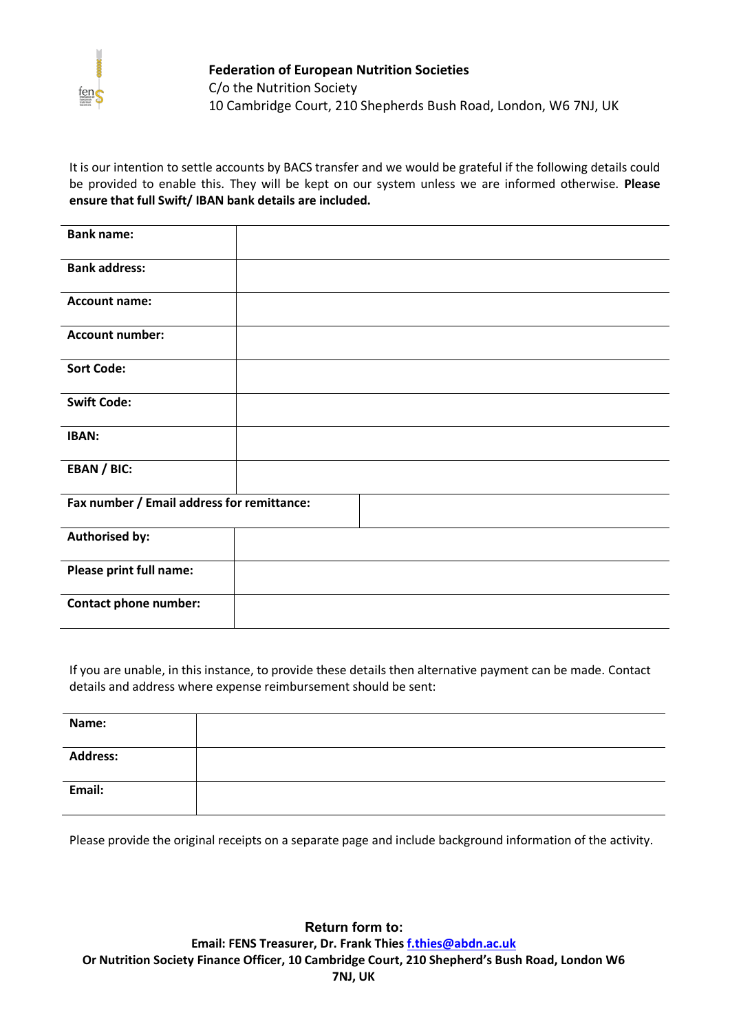**Federation of European Nutrition Societies**
C/o the Nutrition Society
10 Cambridge Court, 210 Shepherds Bush Road, London, W6 7NJ, UK

It is our intention to settle accounts by BACS transfer and we would be grateful if the following details could be provided to enable this. They will be kept on our system unless we are informed otherwise. **Please ensure that full Swift/ IBAN bank details are included.**

| | |
|---|---|
| **Bank name:** | |
| **Bank address:** | |
| **Account name:** | |
| **Account number:** | |
| **Sort Code:** | |
| **Swift Code:** | |
| **IBAN:** | |
| **EBAN / BIC:** | |
| **Fax number / Email address for remittance:** | |
| **Authorised by:** | |
| **Please print full name:** | |
| **Contact phone number:** | |

If you are unable, in this instance, to provide these details then alternative payment can be made. Contact details and address where expense reimbursement should be sent:

| | |
|---|---|
| **Name:** | |
| **Address:** | |
| **Email:** | |

Please provide the original receipts on a separate page and include background information of the activity.

**Return form to:**
**Email: FENS Treasurer, Dr. Frank Thies f.thies@abdn.ac.uk**
**Or Nutrition Society Finance Officer, 10 Cambridge Court, 210 Shepherd's Bush Road, London W6 7NJ, UK**